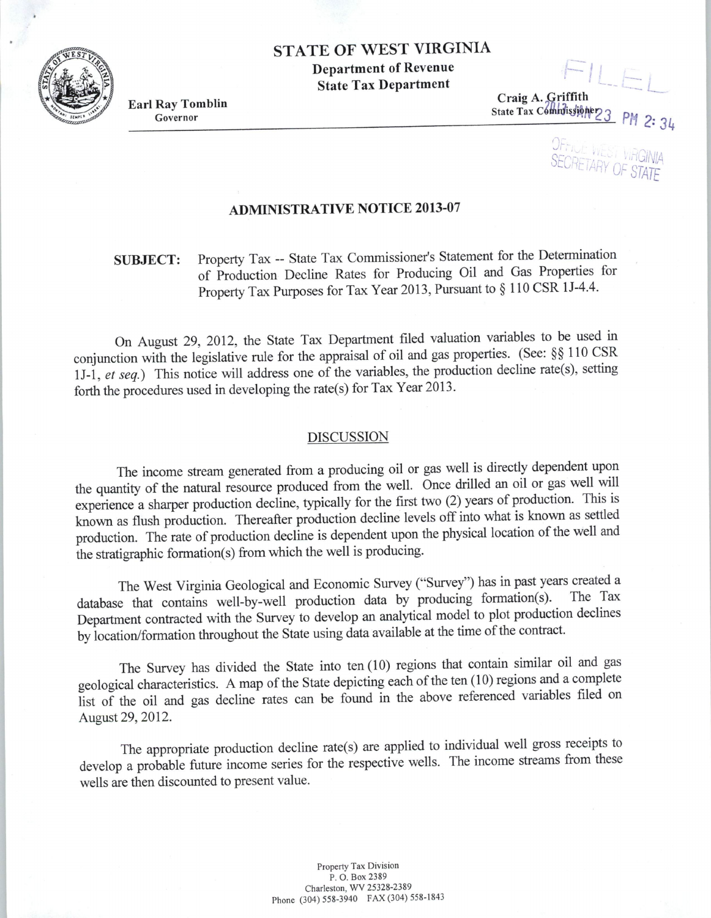# STATE OF WEST VIRGINIA

**Department of Revenue**
**State Tax Department**

**Earl Ray Tomblin**
Governor

**Craig A. Griffith**
State Tax Commissioner

FILED
2013 JAN 23 PM 2:34
OFFICE WEST VIRGINIA
SECRETARY OF STATE

## ADMINISTRATIVE NOTICE 2013-07

**SUBJECT:** Property Tax -- State Tax Commissioner's Statement for the Determination of Production Decline Rates for Producing Oil and Gas Properties for Property Tax Purposes for Tax Year 2013, Pursuant to § 110 CSR 1J-4.4.

On August 29, 2012, the State Tax Department filed valuation variables to be used in conjunction with the legislative rule for the appraisal of oil and gas properties. (See: §§ 110 CSR 1J-1, *et seq.*) This notice will address one of the variables, the production decline rate(s), setting forth the procedures used in developing the rate(s) for Tax Year 2013.

### DISCUSSION

The income stream generated from a producing oil or gas well is directly dependent upon the quantity of the natural resource produced from the well. Once drilled an oil or gas well will experience a sharper production decline, typically for the first two (2) years of production. This is known as flush production. Thereafter production decline levels off into what is known as settled production. The rate of production decline is dependent upon the physical location of the well and the stratigraphic formation(s) from which the well is producing.

The West Virginia Geological and Economic Survey ("Survey") has in past years created a database that contains well-by-well production data by producing formation(s). The Tax Department contracted with the Survey to develop an analytical model to plot production declines by location/formation throughout the State using data available at the time of the contract.

The Survey has divided the State into ten (10) regions that contain similar oil and gas geological characteristics. A map of the State depicting each of the ten (10) regions and a complete list of the oil and gas decline rates can be found in the above referenced variables filed on August 29, 2012.

The appropriate production decline rate(s) are applied to individual well gross receipts to develop a probable future income series for the respective wells. The income streams from these wells are then discounted to present value.

Property Tax Division
P. O. Box 2389
Charleston, WV 25328-2389
Phone (304) 558-3940 FAX (304) 558-1843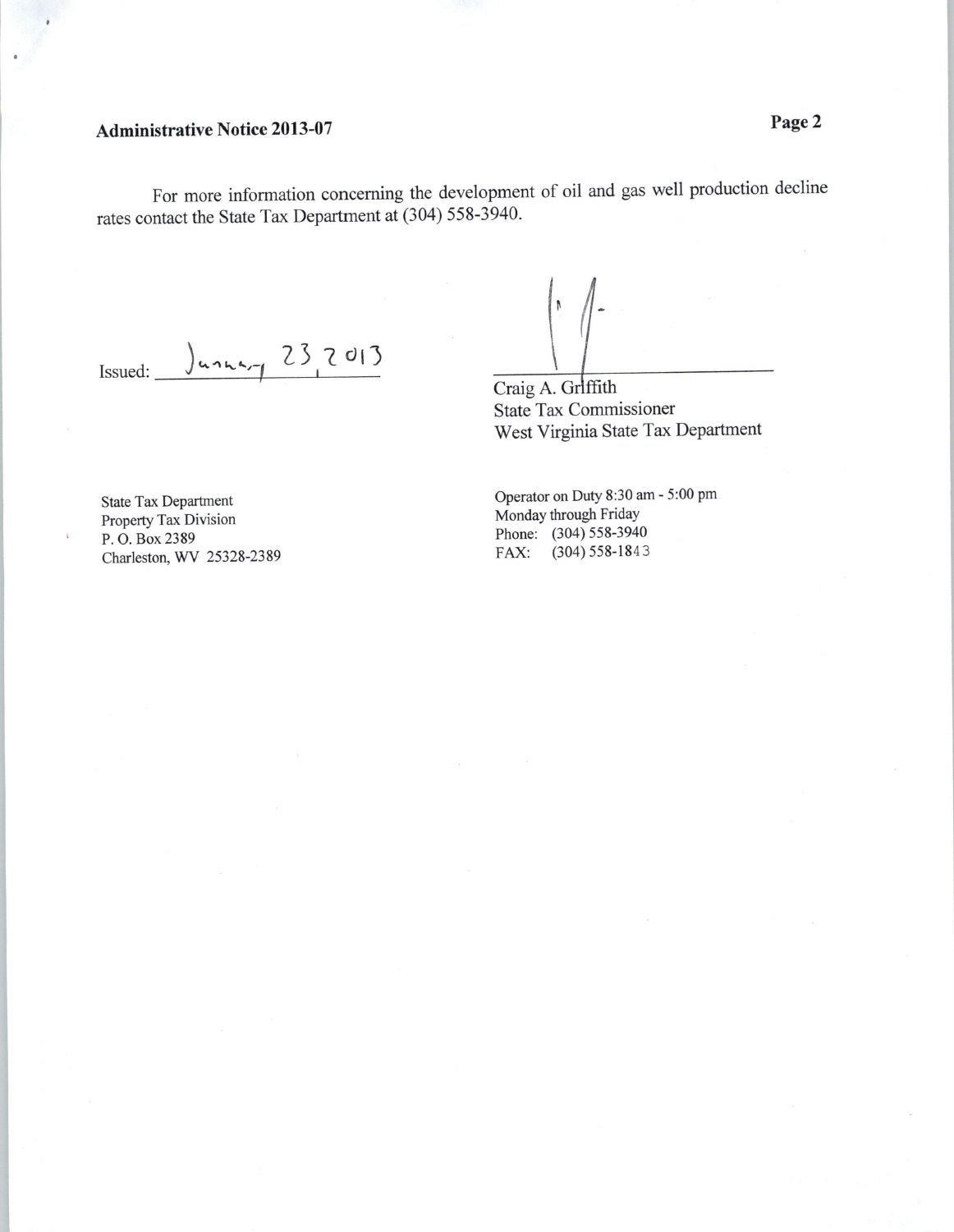**Administrative Notice 2013-07**

For more information concerning the development of oil and gas well production decline rates contact the State Tax Department at (304) 558-3940.

Issued: January 23, 2013

Craig A. Griffith
State Tax Commissioner
West Virginia State Tax Department

State Tax Department
Property Tax Division
P. O. Box 2389
Charleston, WV 25328-2389

Operator on Duty 8:30 am - 5:00 pm
Monday through Friday
Phone: (304) 558-3940
FAX: (304) 558-1843